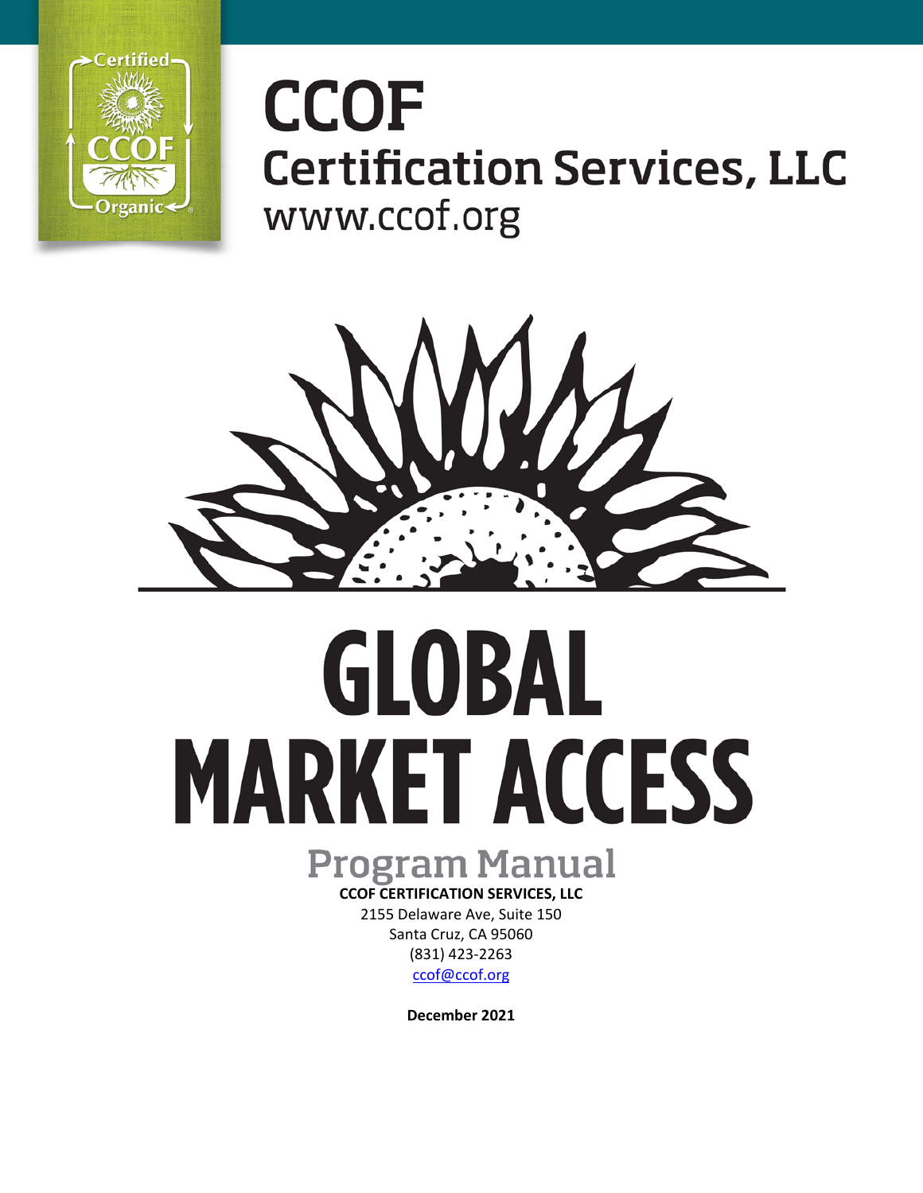# CCOF

## Certification Services, LLC

www.ccof.org

# GLOBAL MARKET ACCESS

## Program Manual

**CCOF CERTIFICATION SERVICES, LLC**

2155 Delaware Ave, Suite 150

Santa Cruz, CA 95060

(831) 423-2263

ccof@ccof.org

**December 2021**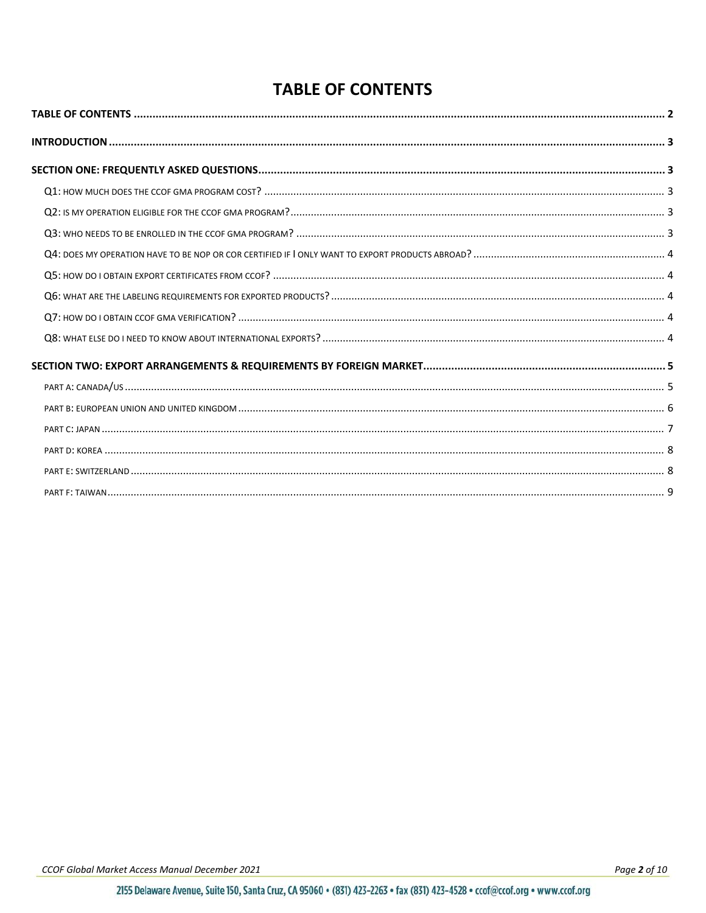# TABLE OF CONTENTS

TABLE OF CONTENTS ..... 2

INTRODUCTION ..... 3

SECTION ONE: FREQUENTLY ASKED QUESTIONS ..... 3

- Q1: HOW MUCH DOES THE CCOF GMA PROGRAM COST? ..... 3
- Q2: IS MY OPERATION ELIGIBLE FOR THE CCOF GMA PROGRAM? ..... 3
- Q3: WHO NEEDS TO BE ENROLLED IN THE CCOF GMA PROGRAM? ..... 3
- Q4: DOES MY OPERATION HAVE TO BE NOP OR COR CERTIFIED IF I ONLY WANT TO EXPORT PRODUCTS ABROAD? ..... 4
- Q5: HOW DO I OBTAIN EXPORT CERTIFICATES FROM CCOF? ..... 4
- Q6: WHAT ARE THE LABELING REQUIREMENTS FOR EXPORTED PRODUCTS? ..... 4
- Q7: HOW DO I OBTAIN CCOF GMA VERIFICATION? ..... 4
- Q8: WHAT ELSE DO I NEED TO KNOW ABOUT INTERNATIONAL EXPORTS? ..... 4

SECTION TWO: EXPORT ARRANGEMENTS & REQUIREMENTS BY FOREIGN MARKET ..... 5

- PART A: CANADA/US ..... 5
- PART B: EUROPEAN UNION AND UNITED KINGDOM ..... 6
- PART C: JAPAN ..... 7
- PART D: KOREA ..... 8
- PART E: SWITZERLAND ..... 8
- PART F: TAIWAN ..... 9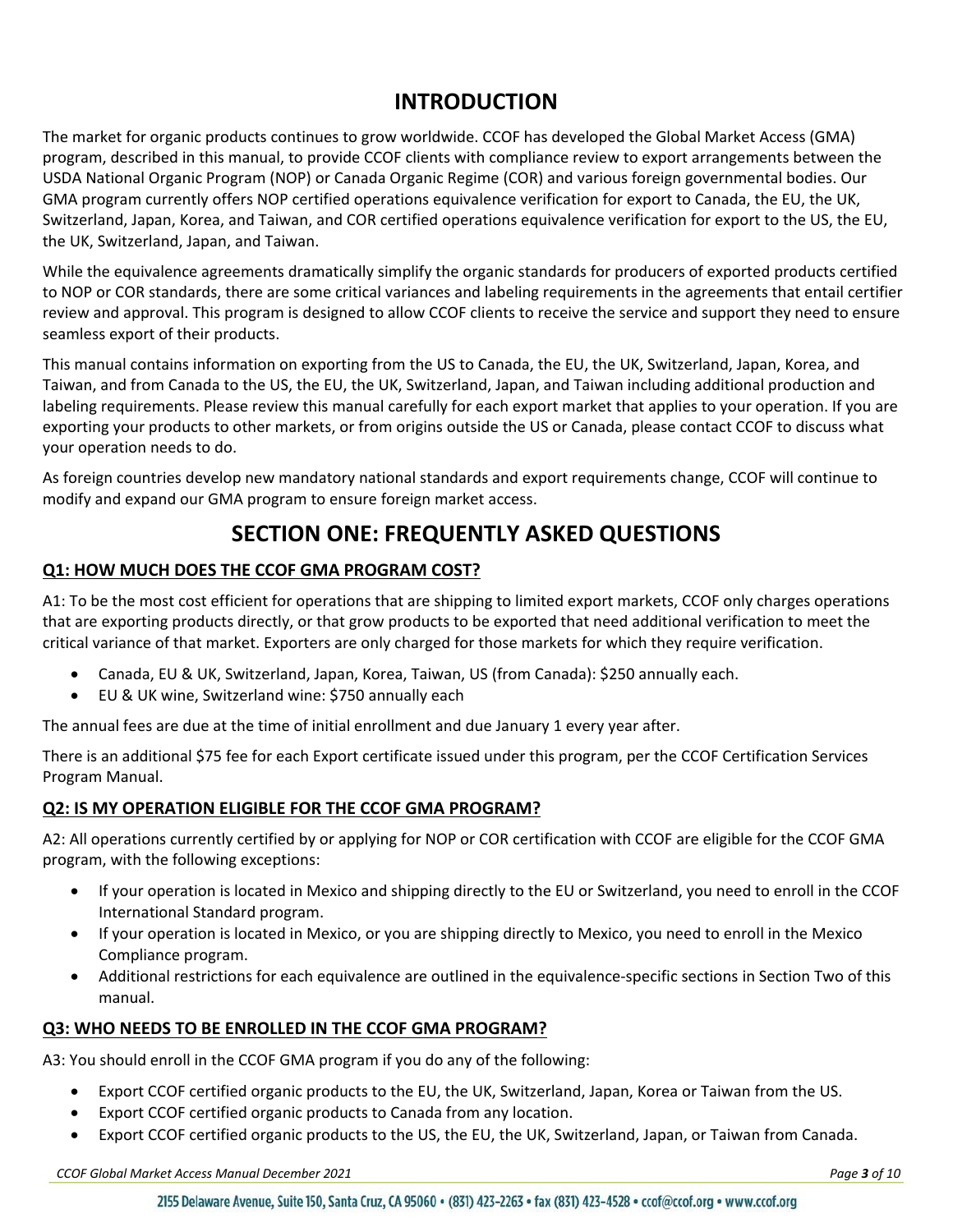# INTRODUCTION

The market for organic products continues to grow worldwide. CCOF has developed the Global Market Access (GMA) program, described in this manual, to provide CCOF clients with compliance review to export arrangements between the USDA National Organic Program (NOP) or Canada Organic Regime (COR) and various foreign governmental bodies. Our GMA program currently offers NOP certified operations equivalence verification for export to Canada, the EU, the UK, Switzerland, Japan, Korea, and Taiwan, and COR certified operations equivalence verification for export to the US, the EU, the UK, Switzerland, Japan, and Taiwan.

While the equivalence agreements dramatically simplify the organic standards for producers of exported products certified to NOP or COR standards, there are some critical variances and labeling requirements in the agreements that entail certifier review and approval. This program is designed to allow CCOF clients to receive the service and support they need to ensure seamless export of their products.

This manual contains information on exporting from the US to Canada, the EU, the UK, Switzerland, Japan, Korea, and Taiwan, and from Canada to the US, the EU, the UK, Switzerland, Japan, and Taiwan including additional production and labeling requirements. Please review this manual carefully for each export market that applies to your operation. If you are exporting your products to other markets, or from origins outside the US or Canada, please contact CCOF to discuss what your operation needs to do.

As foreign countries develop new mandatory national standards and export requirements change, CCOF will continue to modify and expand our GMA program to ensure foreign market access.

# SECTION ONE: FREQUENTLY ASKED QUESTIONS

## Q1: HOW MUCH DOES THE CCOF GMA PROGRAM COST?

A1: To be the most cost efficient for operations that are shipping to limited export markets, CCOF only charges operations that are exporting products directly, or that grow products to be exported that need additional verification to meet the critical variance of that market. Exporters are only charged for those markets for which they require verification.

- Canada, EU & UK, Switzerland, Japan, Korea, Taiwan, US (from Canada): $250 annually each.
- EU & UK wine, Switzerland wine: $750 annually each

The annual fees are due at the time of initial enrollment and due January 1 every year after.

There is an additional $75 fee for each Export certificate issued under this program, per the CCOF Certification Services Program Manual.

## Q2: IS MY OPERATION ELIGIBLE FOR THE CCOF GMA PROGRAM?

A2: All operations currently certified by or applying for NOP or COR certification with CCOF are eligible for the CCOF GMA program, with the following exceptions:

- If your operation is located in Mexico and shipping directly to the EU or Switzerland, you need to enroll in the CCOF International Standard program.
- If your operation is located in Mexico, or you are shipping directly to Mexico, you need to enroll in the Mexico Compliance program.
- Additional restrictions for each equivalence are outlined in the equivalence-specific sections in Section Two of this manual.

## Q3: WHO NEEDS TO BE ENROLLED IN THE CCOF GMA PROGRAM?

A3: You should enroll in the CCOF GMA program if you do any of the following:

- Export CCOF certified organic products to the EU, the UK, Switzerland, Japan, Korea or Taiwan from the US.
- Export CCOF certified organic products to Canada from any location.
- Export CCOF certified organic products to the US, the EU, the UK, Switzerland, Japan, or Taiwan from Canada.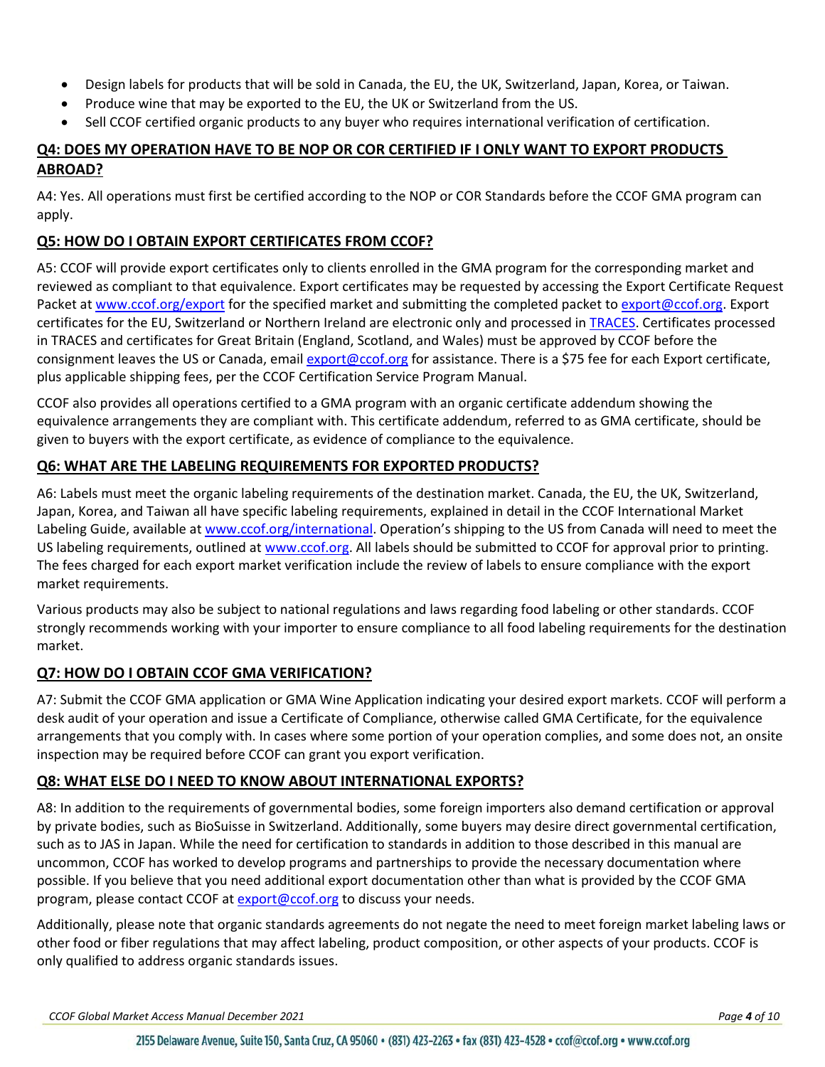- Design labels for products that will be sold in Canada, the EU, the UK, Switzerland, Japan, Korea, or Taiwan.
- Produce wine that may be exported to the EU, the UK or Switzerland from the US.
- Sell CCOF certified organic products to any buyer who requires international verification of certification.

## Q4: DOES MY OPERATION HAVE TO BE NOP OR COR CERTIFIED IF I ONLY WANT TO EXPORT PRODUCTS ABROAD?

A4: Yes. All operations must first be certified according to the NOP or COR Standards before the CCOF GMA program can apply.

## Q5: HOW DO I OBTAIN EXPORT CERTIFICATES FROM CCOF?

A5: CCOF will provide export certificates only to clients enrolled in the GMA program for the corresponding market and reviewed as compliant to that equivalence. Export certificates may be requested by accessing the Export Certificate Request Packet at www.ccof.org/export for the specified market and submitting the completed packet to export@ccof.org. Export certificates for the EU, Switzerland or Northern Ireland are electronic only and processed in TRACES. Certificates processed in TRACES and certificates for Great Britain (England, Scotland, and Wales) must be approved by CCOF before the consignment leaves the US or Canada, email export@ccof.org for assistance. There is a $75 fee for each Export certificate, plus applicable shipping fees, per the CCOF Certification Service Program Manual.

CCOF also provides all operations certified to a GMA program with an organic certificate addendum showing the equivalence arrangements they are compliant with. This certificate addendum, referred to as GMA certificate, should be given to buyers with the export certificate, as evidence of compliance to the equivalence.

## Q6: WHAT ARE THE LABELING REQUIREMENTS FOR EXPORTED PRODUCTS?

A6: Labels must meet the organic labeling requirements of the destination market. Canada, the EU, the UK, Switzerland, Japan, Korea, and Taiwan all have specific labeling requirements, explained in detail in the CCOF International Market Labeling Guide, available at www.ccof.org/international. Operation's shipping to the US from Canada will need to meet the US labeling requirements, outlined at www.ccof.org. All labels should be submitted to CCOF for approval prior to printing. The fees charged for each export market verification include the review of labels to ensure compliance with the export market requirements.

Various products may also be subject to national regulations and laws regarding food labeling or other standards. CCOF strongly recommends working with your importer to ensure compliance to all food labeling requirements for the destination market.

## Q7: HOW DO I OBTAIN CCOF GMA VERIFICATION?

A7: Submit the CCOF GMA application or GMA Wine Application indicating your desired export markets. CCOF will perform a desk audit of your operation and issue a Certificate of Compliance, otherwise called GMA Certificate, for the equivalence arrangements that you comply with. In cases where some portion of your operation complies, and some does not, an onsite inspection may be required before CCOF can grant you export verification.

## Q8: WHAT ELSE DO I NEED TO KNOW ABOUT INTERNATIONAL EXPORTS?

A8: In addition to the requirements of governmental bodies, some foreign importers also demand certification or approval by private bodies, such as BioSuisse in Switzerland. Additionally, some buyers may desire direct governmental certification, such as to JAS in Japan. While the need for certification to standards in addition to those described in this manual are uncommon, CCOF has worked to develop programs and partnerships to provide the necessary documentation where possible. If you believe that you need additional export documentation other than what is provided by the CCOF GMA program, please contact CCOF at export@ccof.org to discuss your needs.

Additionally, please note that organic standards agreements do not negate the need to meet foreign market labeling laws or other food or fiber regulations that may affect labeling, product composition, or other aspects of your products. CCOF is only qualified to address organic standards issues.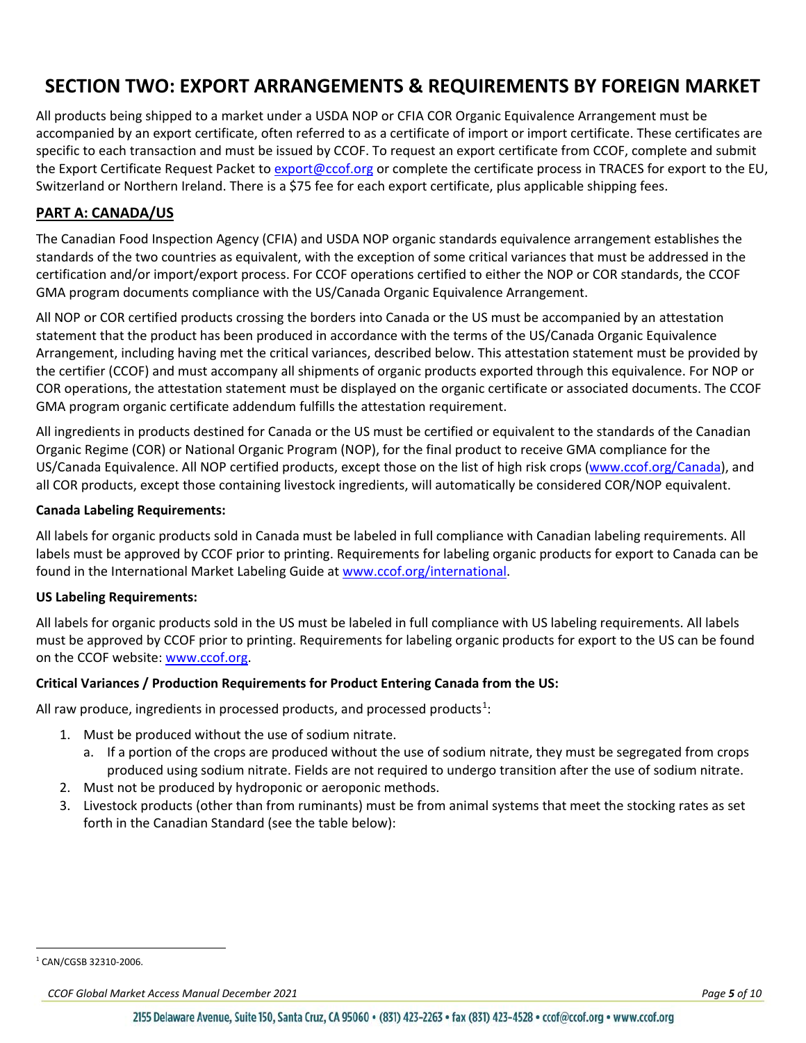# SECTION TWO: EXPORT ARRANGEMENTS & REQUIREMENTS BY FOREIGN MARKET

All products being shipped to a market under a USDA NOP or CFIA COR Organic Equivalence Arrangement must be accompanied by an export certificate, often referred to as a certificate of import or import certificate. These certificates are specific to each transaction and must be issued by CCOF. To request an export certificate from CCOF, complete and submit the Export Certificate Request Packet to export@ccof.org or complete the certificate process in TRACES for export to the EU, Switzerland or Northern Ireland. There is a $75 fee for each export certificate, plus applicable shipping fees.

## PART A: CANADA/US

The Canadian Food Inspection Agency (CFIA) and USDA NOP organic standards equivalence arrangement establishes the standards of the two countries as equivalent, with the exception of some critical variances that must be addressed in the certification and/or import/export process. For CCOF operations certified to either the NOP or COR standards, the CCOF GMA program documents compliance with the US/Canada Organic Equivalence Arrangement.

All NOP or COR certified products crossing the borders into Canada or the US must be accompanied by an attestation statement that the product has been produced in accordance with the terms of the US/Canada Organic Equivalence Arrangement, including having met the critical variances, described below. This attestation statement must be provided by the certifier (CCOF) and must accompany all shipments of organic products exported through this equivalence. For NOP or COR operations, the attestation statement must be displayed on the organic certificate or associated documents. The CCOF GMA program organic certificate addendum fulfills the attestation requirement.

All ingredients in products destined for Canada or the US must be certified or equivalent to the standards of the Canadian Organic Regime (COR) or National Organic Program (NOP), for the final product to receive GMA compliance for the US/Canada Equivalence. All NOP certified products, except those on the list of high risk crops (www.ccof.org/Canada), and all COR products, except those containing livestock ingredients, will automatically be considered COR/NOP equivalent.

**Canada Labeling Requirements:**

All labels for organic products sold in Canada must be labeled in full compliance with Canadian labeling requirements. All labels must be approved by CCOF prior to printing. Requirements for labeling organic products for export to Canada can be found in the International Market Labeling Guide at www.ccof.org/international.

**US Labeling Requirements:**

All labels for organic products sold in the US must be labeled in full compliance with US labeling requirements. All labels must be approved by CCOF prior to printing. Requirements for labeling organic products for export to the US can be found on the CCOF website: www.ccof.org.

**Critical Variances / Production Requirements for Product Entering Canada from the US:**

All raw produce, ingredients in processed products, and processed products[1]:

1. Must be produced without the use of sodium nitrate.
   a. If a portion of the crops are produced without the use of sodium nitrate, they must be segregated from crops produced using sodium nitrate. Fields are not required to undergo transition after the use of sodium nitrate.
2. Must not be produced by hydroponic or aeroponic methods.
3. Livestock products (other than from ruminants) must be from animal systems that meet the stocking rates as set forth in the Canadian Standard (see the table below):

[1] CAN/CGSB 32310-2006.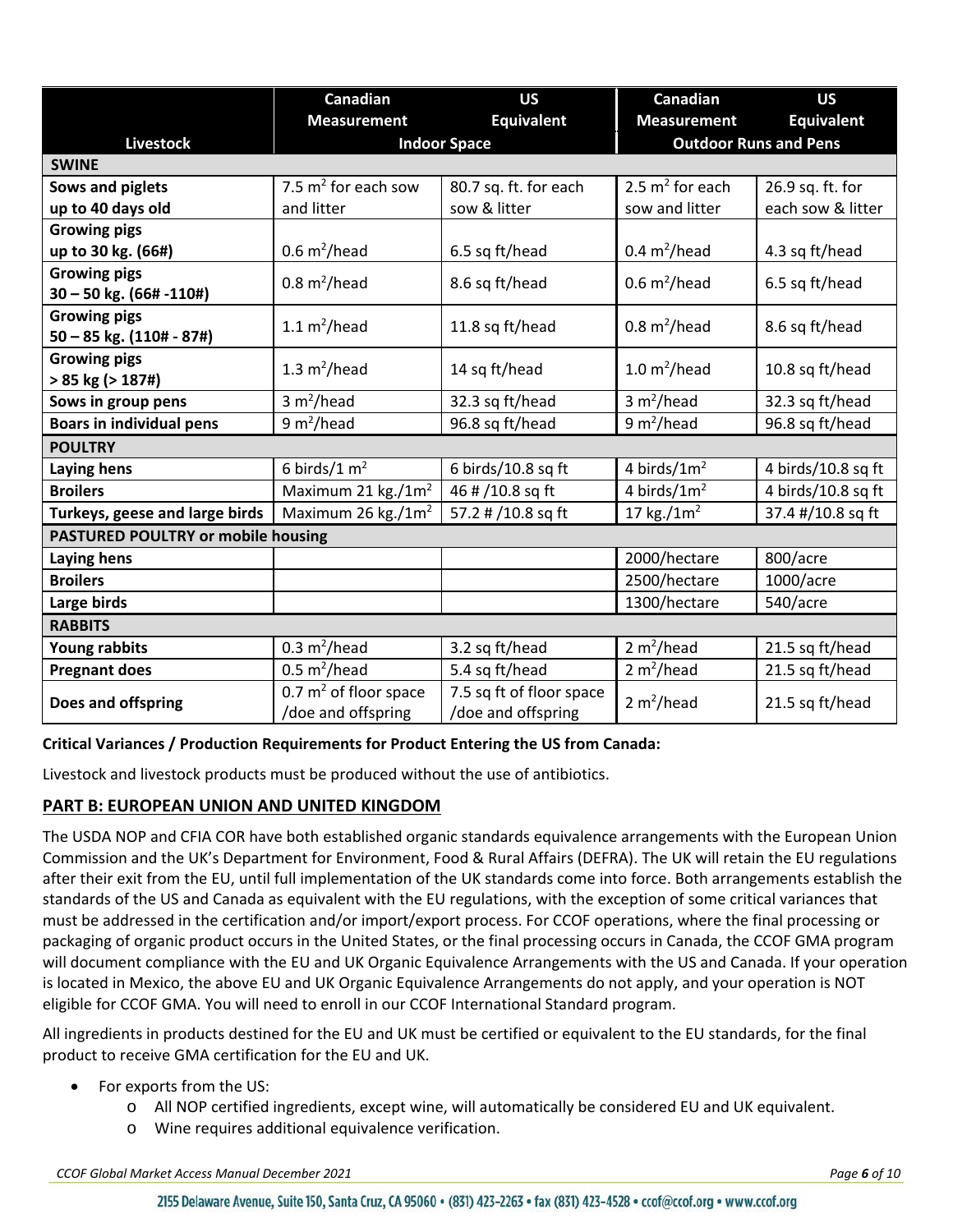| Livestock | Canadian Measurement | US Equivalent | Canadian Measurement | US Equivalent |
|---|---|---|---|---|
| | Indoor Space | | Outdoor Runs and Pens | |
| **SWINE** | | | | |
| **Sows and piglets up to 40 days old** | 7.5 $m^2$ for each sow and litter | 80.7 sq. ft. for each sow & litter | 2.5 $m^2$ for each sow and litter | 26.9 sq. ft. for each sow & litter |
| **Growing pigs up to 30 kg. (66#)** | 0.6 $m^2$/head | 6.5 sq ft/head | 0.4 $m^2$/head | 4.3 sq ft/head |
| **Growing pigs 30 – 50 kg. (66# -110#)** | 0.8 $m^2$/head | 8.6 sq ft/head | 0.6 $m^2$/head | 6.5 sq ft/head |
| **Growing pigs 50 – 85 kg. (110# - 87#)** | 1.1 $m^2$/head | 11.8 sq ft/head | 0.8 $m^2$/head | 8.6 sq ft/head |
| **Growing pigs > 85 kg (> 187#)** | 1.3 $m^2$/head | 14 sq ft/head | 1.0 $m^2$/head | 10.8 sq ft/head |
| **Sows in group pens** | 3 $m^2$/head | 32.3 sq ft/head | 3 $m^2$/head | 32.3 sq ft/head |
| **Boars in individual pens** | 9 $m^2$/head | 96.8 sq ft/head | 9 $m^2$/head | 96.8 sq ft/head |
| **POULTRY** | | | | |
| **Laying hens** | 6 birds/1 $m^2$ | 6 birds/10.8 sq ft | 4 birds/1$m^2$ | 4 birds/10.8 sq ft |
| **Broilers** | Maximum 21 kg./1$m^2$ | 46 # /10.8 sq ft | 4 birds/1$m^2$ | 4 birds/10.8 sq ft |
| **Turkeys, geese and large birds** | Maximum 26 kg./1$m^2$ | 57.2 # /10.8 sq ft | 17 kg./1$m^2$ | 37.4 #/10.8 sq ft |
| **PASTURED POULTRY or mobile housing** | | | | |
| **Laying hens** | | | 2000/hectare | 800/acre |
| **Broilers** | | | 2500/hectare | 1000/acre |
| **Large birds** | | | 1300/hectare | 540/acre |
| **RABBITS** | | | | |
| **Young rabbits** | 0.3 $m^2$/head | 3.2 sq ft/head | 2 $m^2$/head | 21.5 sq ft/head |
| **Pregnant does** | 0.5 $m^2$/head | 5.4 sq ft/head | 2 $m^2$/head | 21.5 sq ft/head |
| **Does and offspring** | 0.7 $m^2$ of floor space /doe and offspring | 7.5 sq ft of floor space /doe and offspring | 2 $m^2$/head | 21.5 sq ft/head |

**Critical Variances / Production Requirements for Product Entering the US from Canada:**

Livestock and livestock products must be produced without the use of antibiotics.

## PART B: EUROPEAN UNION AND UNITED KINGDOM

The USDA NOP and CFIA COR have both established organic standards equivalence arrangements with the European Union Commission and the UK's Department for Environment, Food & Rural Affairs (DEFRA). The UK will retain the EU regulations after their exit from the EU, until full implementation of the UK standards come into force. Both arrangements establish the standards of the US and Canada as equivalent with the EU regulations, with the exception of some critical variances that must be addressed in the certification and/or import/export process. For CCOF operations, where the final processing or packaging of organic product occurs in the United States, or the final processing occurs in Canada, the CCOF GMA program will document compliance with the EU and UK Organic Equivalence Arrangements with the US and Canada. If your operation is located in Mexico, the above EU and UK Organic Equivalence Arrangements do not apply, and your operation is NOT eligible for CCOF GMA. You will need to enroll in our CCOF International Standard program.

All ingredients in products destined for the EU and UK must be certified or equivalent to the EU standards, for the final product to receive GMA certification for the EU and UK.

- For exports from the US:
  - All NOP certified ingredients, except wine, will automatically be considered EU and UK equivalent.
  - Wine requires additional equivalence verification.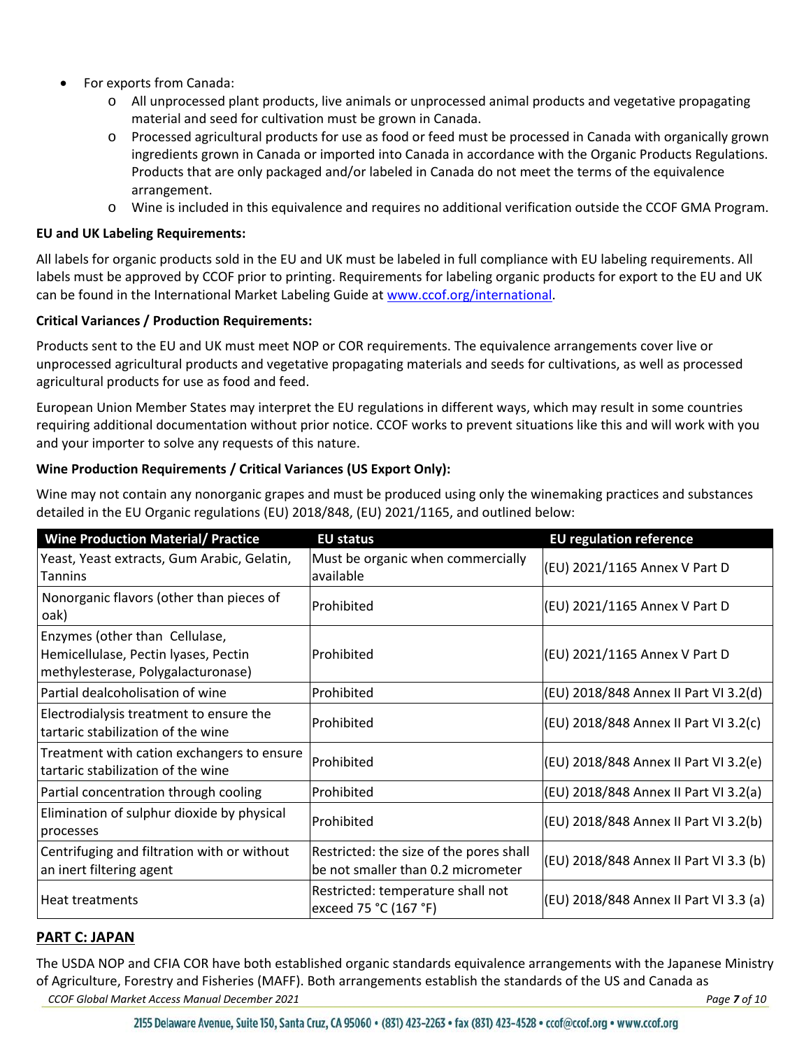- For exports from Canada:
    - All unprocessed plant products, live animals or unprocessed animal products and vegetative propagating material and seed for cultivation must be grown in Canada.
    - Processed agricultural products for use as food or feed must be processed in Canada with organically grown ingredients grown in Canada or imported into Canada in accordance with the Organic Products Regulations. Products that are only packaged and/or labeled in Canada do not meet the terms of the equivalence arrangement.
    - Wine is included in this equivalence and requires no additional verification outside the CCOF GMA Program.

**EU and UK Labeling Requirements:**

All labels for organic products sold in the EU and UK must be labeled in full compliance with EU labeling requirements. All labels must be approved by CCOF prior to printing. Requirements for labeling organic products for export to the EU and UK can be found in the International Market Labeling Guide at [www.ccof.org/international](www.ccof.org/international).

**Critical Variances / Production Requirements:**

Products sent to the EU and UK must meet NOP or COR requirements. The equivalence arrangements cover live or unprocessed agricultural products and vegetative propagating materials and seeds for cultivations, as well as processed agricultural products for use as food and feed.

European Union Member States may interpret the EU regulations in different ways, which may result in some countries requiring additional documentation without prior notice. CCOF works to prevent situations like this and will work with you and your importer to solve any requests of this nature.

**Wine Production Requirements / Critical Variances (US Export Only):**

Wine may not contain any nonorganic grapes and must be produced using only the winemaking practices and substances detailed in the EU Organic regulations (EU) 2018/848, (EU) 2021/1165, and outlined below:

| Wine Production Material/ Practice | EU status | EU regulation reference |
|---|---|---|
| Yeast, Yeast extracts, Gum Arabic, Gelatin, Tannins | Must be organic when commercially available | (EU) 2021/1165 Annex V Part D |
| Nonorganic flavors (other than pieces of oak) | Prohibited | (EU) 2021/1165 Annex V Part D |
| Enzymes (other than Cellulase, Hemicellulase, Pectin lyases, Pectin methylesterase, Polygalacturonase) | Prohibited | (EU) 2021/1165 Annex V Part D |
| Partial dealcoholisation of wine | Prohibited | (EU) 2018/848 Annex II Part VI 3.2(d) |
| Electrodialysis treatment to ensure the tartaric stabilization of the wine | Prohibited | (EU) 2018/848 Annex II Part VI 3.2(c) |
| Treatment with cation exchangers to ensure tartaric stabilization of the wine | Prohibited | (EU) 2018/848 Annex II Part VI 3.2(e) |
| Partial concentration through cooling | Prohibited | (EU) 2018/848 Annex II Part VI 3.2(a) |
| Elimination of sulphur dioxide by physical processes | Prohibited | (EU) 2018/848 Annex II Part VI 3.2(b) |
| Centrifuging and filtration with or without an inert filtering agent | Restricted: the size of the pores shall be not smaller than 0.2 micrometer | (EU) 2018/848 Annex II Part VI 3.3 (b) |
| Heat treatments | Restricted: temperature shall not exceed 75 °C (167 °F) | (EU) 2018/848 Annex II Part VI 3.3 (a) |

## PART C: JAPAN

The USDA NOP and CFIA COR have both established organic standards equivalence arrangements with the Japanese Ministry of Agriculture, Forestry and Fisheries (MAFF). Both arrangements establish the standards of the US and Canada as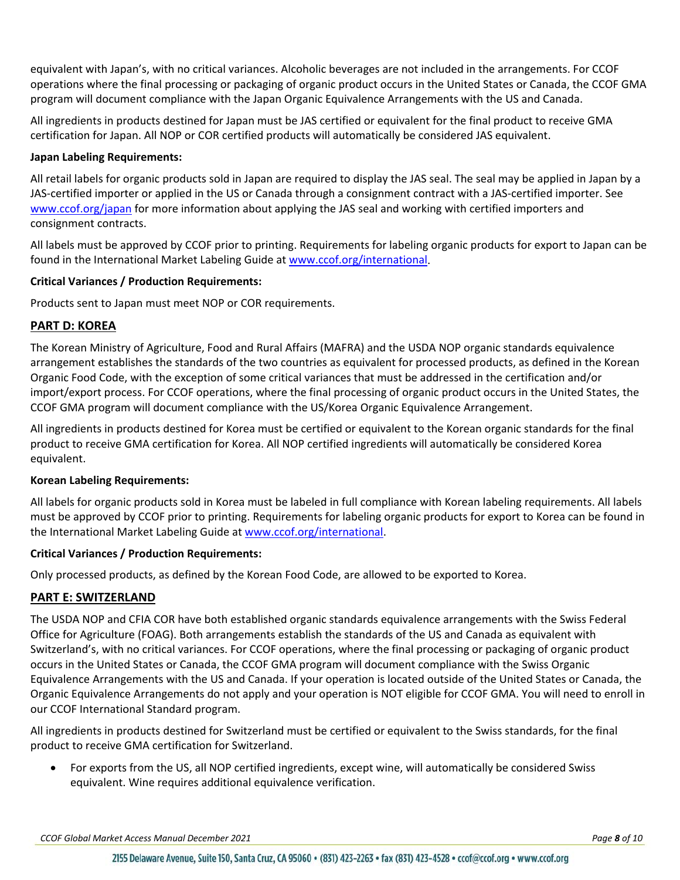equivalent with Japan's, with no critical variances. Alcoholic beverages are not included in the arrangements. For CCOF operations where the final processing or packaging of organic product occurs in the United States or Canada, the CCOF GMA program will document compliance with the Japan Organic Equivalence Arrangements with the US and Canada.

All ingredients in products destined for Japan must be JAS certified or equivalent for the final product to receive GMA certification for Japan. All NOP or COR certified products will automatically be considered JAS equivalent.

**Japan Labeling Requirements:**

All retail labels for organic products sold in Japan are required to display the JAS seal. The seal may be applied in Japan by a JAS-certified importer or applied in the US or Canada through a consignment contract with a JAS-certified importer. See [www.ccof.org/japan](www.ccof.org/japan) for more information about applying the JAS seal and working with certified importers and consignment contracts.

All labels must be approved by CCOF prior to printing. Requirements for labeling organic products for export to Japan can be found in the International Market Labeling Guide at [www.ccof.org/international](www.ccof.org/international).

**Critical Variances / Production Requirements:**

Products sent to Japan must meet NOP or COR requirements.

## PART D: KOREA

The Korean Ministry of Agriculture, Food and Rural Affairs (MAFRA) and the USDA NOP organic standards equivalence arrangement establishes the standards of the two countries as equivalent for processed products, as defined in the Korean Organic Food Code, with the exception of some critical variances that must be addressed in the certification and/or import/export process. For CCOF operations, where the final processing of organic product occurs in the United States, the CCOF GMA program will document compliance with the US/Korea Organic Equivalence Arrangement.

All ingredients in products destined for Korea must be certified or equivalent to the Korean organic standards for the final product to receive GMA certification for Korea. All NOP certified ingredients will automatically be considered Korea equivalent.

**Korean Labeling Requirements:**

All labels for organic products sold in Korea must be labeled in full compliance with Korean labeling requirements. All labels must be approved by CCOF prior to printing. Requirements for labeling organic products for export to Korea can be found in the International Market Labeling Guide at [www.ccof.org/international](www.ccof.org/international).

**Critical Variances / Production Requirements:**

Only processed products, as defined by the Korean Food Code, are allowed to be exported to Korea.

## PART E: SWITZERLAND

The USDA NOP and CFIA COR have both established organic standards equivalence arrangements with the Swiss Federal Office for Agriculture (FOAG). Both arrangements establish the standards of the US and Canada as equivalent with Switzerland's, with no critical variances. For CCOF operations, where the final processing or packaging of organic product occurs in the United States or Canada, the CCOF GMA program will document compliance with the Swiss Organic Equivalence Arrangements with the US and Canada. If your operation is located outside of the United States or Canada, the Organic Equivalence Arrangements do not apply and your operation is NOT eligible for CCOF GMA. You will need to enroll in our CCOF International Standard program.

All ingredients in products destined for Switzerland must be certified or equivalent to the Swiss standards, for the final product to receive GMA certification for Switzerland.

- For exports from the US, all NOP certified ingredients, except wine, will automatically be considered Swiss equivalent. Wine requires additional equivalence verification.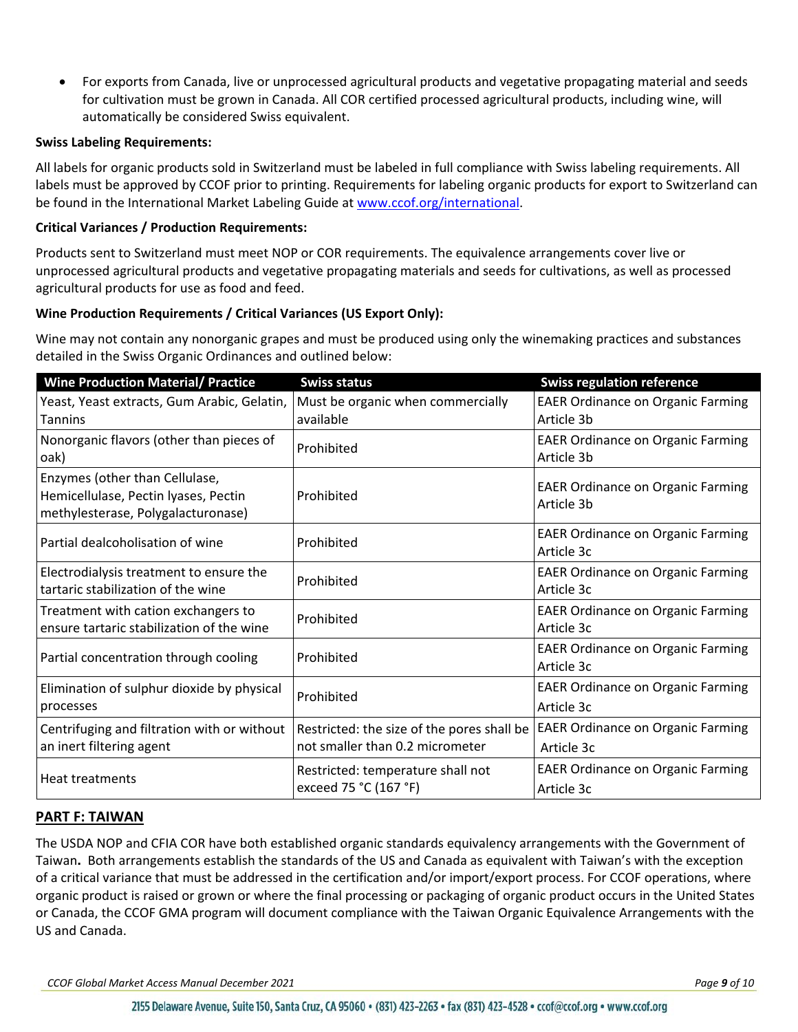- For exports from Canada, live or unprocessed agricultural products and vegetative propagating material and seeds for cultivation must be grown in Canada. All COR certified processed agricultural products, including wine, will automatically be considered Swiss equivalent.

**Swiss Labeling Requirements:**

All labels for organic products sold in Switzerland must be labeled in full compliance with Swiss labeling requirements. All labels must be approved by CCOF prior to printing. Requirements for labeling organic products for export to Switzerland can be found in the International Market Labeling Guide at [www.ccof.org/international](www.ccof.org/international).

**Critical Variances / Production Requirements:**

Products sent to Switzerland must meet NOP or COR requirements. The equivalence arrangements cover live or unprocessed agricultural products and vegetative propagating materials and seeds for cultivations, as well as processed agricultural products for use as food and feed.

**Wine Production Requirements / Critical Variances (US Export Only):**

Wine may not contain any nonorganic grapes and must be produced using only the winemaking practices and substances detailed in the Swiss Organic Ordinances and outlined below:

| Wine Production Material/ Practice | Swiss status | Swiss regulation reference |
|---|---|---|
| Yeast, Yeast extracts, Gum Arabic, Gelatin, Tannins | Must be organic when commercially available | EAER Ordinance on Organic Farming Article 3b |
| Nonorganic flavors (other than pieces of oak) | Prohibited | EAER Ordinance on Organic Farming Article 3b |
| Enzymes (other than Cellulase, Hemicellulase, Pectin lyases, Pectin methylesterase, Polygalacturonase) | Prohibited | EAER Ordinance on Organic Farming Article 3b |
| Partial dealcoholisation of wine | Prohibited | EAER Ordinance on Organic Farming Article 3c |
| Electrodialysis treatment to ensure the tartaric stabilization of the wine | Prohibited | EAER Ordinance on Organic Farming Article 3c |
| Treatment with cation exchangers to ensure tartaric stabilization of the wine | Prohibited | EAER Ordinance on Organic Farming Article 3c |
| Partial concentration through cooling | Prohibited | EAER Ordinance on Organic Farming Article 3c |
| Elimination of sulphur dioxide by physical processes | Prohibited | EAER Ordinance on Organic Farming Article 3c |
| Centrifuging and filtration with or without an inert filtering agent | Restricted: the size of the pores shall be not smaller than 0.2 micrometer | EAER Ordinance on Organic Farming Article 3c |
| Heat treatments | Restricted: temperature shall not exceed 75 °C (167 °F) | EAER Ordinance on Organic Farming Article 3c |

## PART F: TAIWAN

The USDA NOP and CFIA COR have both established organic standards equivalency arrangements with the Government of Taiwan**.** Both arrangements establish the standards of the US and Canada as equivalent with Taiwan's with the exception of a critical variance that must be addressed in the certification and/or import/export process. For CCOF operations, where organic product is raised or grown or where the final processing or packaging of organic product occurs in the United States or Canada, the CCOF GMA program will document compliance with the Taiwan Organic Equivalence Arrangements with the US and Canada.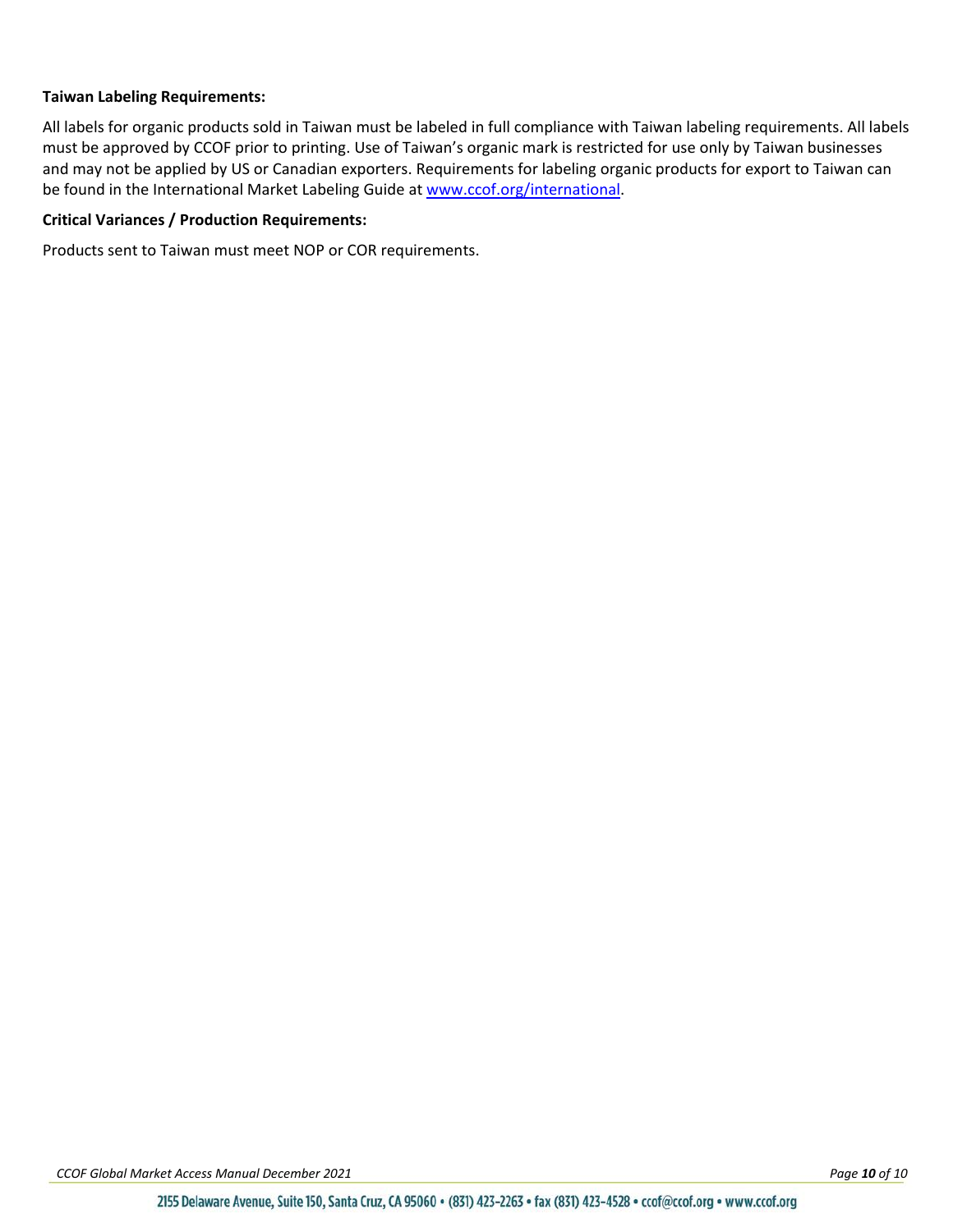**Taiwan Labeling Requirements:**

All labels for organic products sold in Taiwan must be labeled in full compliance with Taiwan labeling requirements. All labels must be approved by CCOF prior to printing. Use of Taiwan's organic mark is restricted for use only by Taiwan businesses and may not be applied by US or Canadian exporters. Requirements for labeling organic products for export to Taiwan can be found in the International Market Labeling Guide at [www.ccof.org/international](www.ccof.org/international).

**Critical Variances / Production Requirements:**

Products sent to Taiwan must meet NOP or COR requirements.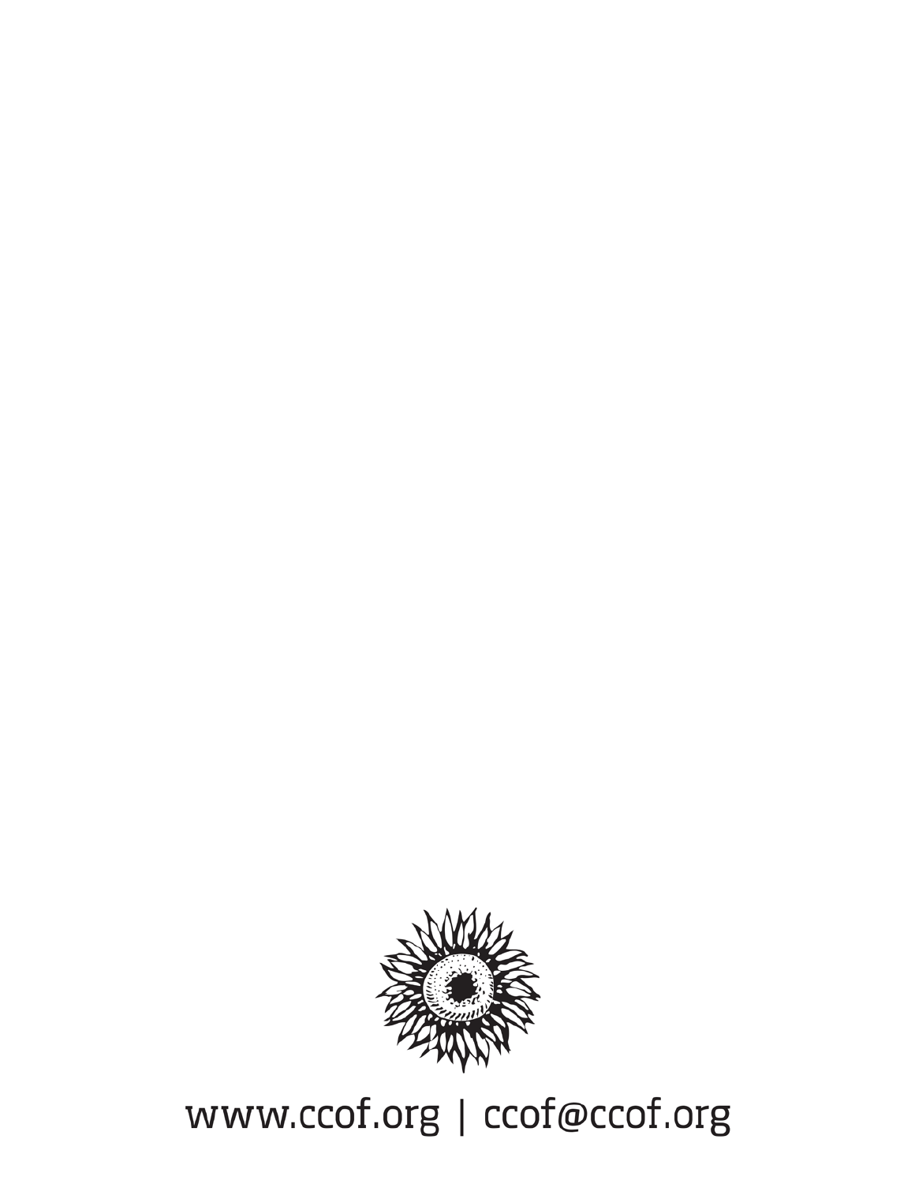www.ccof.org | ccof@ccof.org